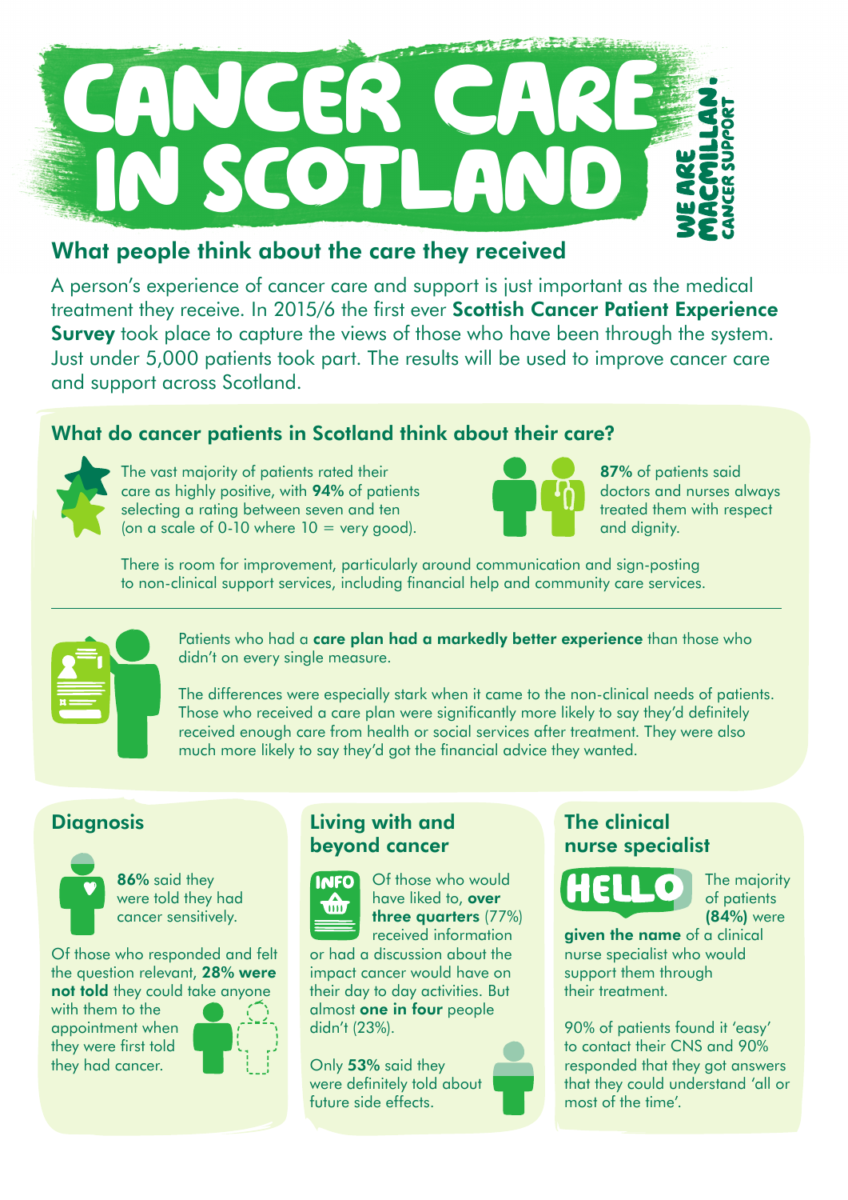# CANCER CARE IN SCOTLAND

WE ARE MACMILLAN. CANCER SUPPORT

## What people think about the care they received

A person's experience of cancer care and support is just important as the medical treatment they receive. In 2015/6 the first ever **Scottish Cancer Patient Experience Survey** took place to capture the views of those who have been through the system. Just under 5,000 patients took part. The results will be used to improve cancer care and support across Scotland.

### What do cancer patients in Scotland think about their care?

The vast majority of patients rated their care as highly positive, with **94%** of patients selecting a rating between seven and ten (on a scale of 0-10 where 10 = very good).

**87%** of patients said doctors and nurses always treated them with respect and dignity.

There is room for improvement, particularly around communication and sign-posting to non-clinical support services, including financial help and community care services.

Patients who had a **care plan had a markedly better experience** than those who didn't on every single measure.

The differences were especially stark when it came to the non-clinical needs of patients. Those who received a care plan were significantly more likely to say they'd definitely received enough care from health or social services after treatment. They were also much more likely to say they'd got the financial advice they wanted.

### Diagnosis

**86%** said they were told they had cancer sensitively.

Of those who responded and felt the question relevant, **28% were not told** they could take anyone with them to the appointment when they were first told they had cancer.

### Living with and beyond cancer

Of those who would have liked to, **over three quarters** (77%) received information or had a discussion about the impact cancer would have on their day to day activities. But almost **one in four** people didn't (23%).

Only **53%** said they were definitely told about future side effects.

### The clinical nurse specialist

HELLO

The majority of patients **(84%)** were **given the name** of a clinical nurse specialist who would support them through their treatment.

90% of patients found it 'easy' to contact their CNS and 90% responded that they got answers that they could understand 'all or most of the time'.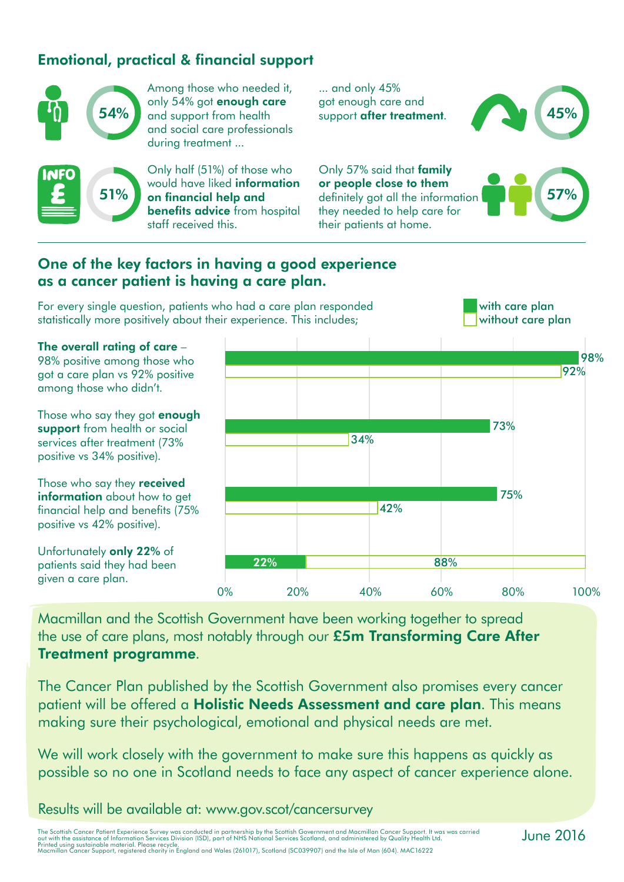## Emotional, practical & financial support

54%

Among those who needed it, only 54% got **enough care** and support from health and social care professionals during treatment ...

... and only 45% got enough care and support **after treatment**.

45%

51%

Only half (51%) of those who would have liked **information on financial help and benefits advice** from hospital staff received this.

Only 57% said that **family or people close to them** definitely got all the information they needed to help care for their patients at home.

57%

## One of the key factors in having a good experience as a cancer patient is having a care plan.

For every single question, patients who had a care plan responded statistically more positively about their experience. This includes;

with care plan
without care plan

**The overall rating of care** – 98% positive among those who got a care plan vs 92% positive among those who didn't.

Those who say they got **enough support** from health or social services after treatment (73% positive vs 34% positive).

Those who say they **received information** about how to get financial help and benefits (75% positive vs 42% positive).

Unfortunately **only 22%** of patients said they had been given a care plan.

98%
92%
73%
34%
75%
42%
22%
88%
0%
20%
40%
60%
80%
100%

Macmillan and the Scottish Government have been working together to spread the use of care plans, most notably through our **£5m Transforming Care After Treatment programme**.

The Cancer Plan published by the Scottish Government also promises every cancer patient will be offered a **Holistic Needs Assessment and care plan**. This means making sure their psychological, emotional and physical needs are met.

We will work closely with the government to make sure this happens as quickly as possible so no one in Scotland needs to face any aspect of cancer experience alone.

Results will be available at: www.gov.scot/cancersurvey

The Scottish Cancer Patient Experience Survey was conducted in partnership by the Scottish Government and Macmillan Cancer Support. It was was carried out with the assistance of Information Services Division (ISD), part of NHS National Services Scotland, and administered by Quality Health Ltd.
Printed using sustainable material. Please recycle.
Macmillan Cancer Support, registered charity in England and Wales (261017), Scotland (SC039907) and the Isle of Man (604). MAC16222

June 2016